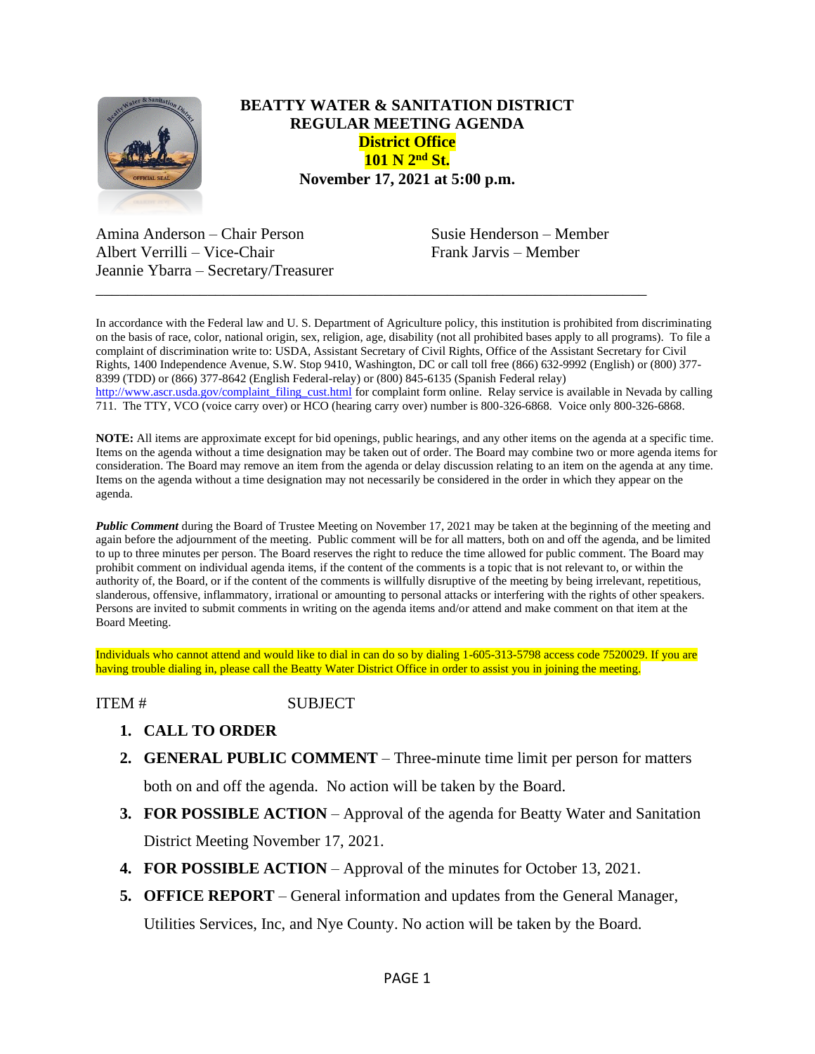# BEATTY WATER & SANITATION DISTRICT
## REGULAR MEETING AGENDA
**District Office**
**101 N 2nd St.**
**November 17, 2021 at 5:00 p.m.**

Amina Anderson – Chair Person
Albert Verrilli – Vice-Chair
Jeannie Ybarra – Secretary/Treasurer
Susie Henderson – Member
Frank Jarvis – Member

---

In accordance with the Federal law and U. S. Department of Agriculture policy, this institution is prohibited from discriminating on the basis of race, color, national origin, sex, religion, age, disability (not all prohibited bases apply to all programs). To file a complaint of discrimination write to: USDA, Assistant Secretary of Civil Rights, Office of the Assistant Secretary for Civil Rights, 1400 Independence Avenue, S.W. Stop 9410, Washington, DC or call toll free (866) 632-9992 (English) or (800) 377-8399 (TDD) or (866) 377-8642 (English Federal-relay) or (800) 845-6135 (Spanish Federal relay) http://www.ascr.usda.gov/complaint_filing_cust.html for complaint form online. Relay service is available in Nevada by calling 711. The TTY, VCO (voice carry over) or HCO (hearing carry over) number is 800-326-6868. Voice only 800-326-6868.

**NOTE:** All items are approximate except for bid openings, public hearings, and any other items on the agenda at a specific time. Items on the agenda without a time designation may be taken out of order. The Board may combine two or more agenda items for consideration. The Board may remove an item from the agenda or delay discussion relating to an item on the agenda at any time. Items on the agenda without a time designation may not necessarily be considered in the order in which they appear on the agenda.

***Public Comment*** during the Board of Trustee Meeting on November 17, 2021 may be taken at the beginning of the meeting and again before the adjournment of the meeting. Public comment will be for all matters, both on and off the agenda, and be limited to up to three minutes per person. The Board reserves the right to reduce the time allowed for public comment. The Board may prohibit comment on individual agenda items, if the content of the comments is a topic that is not relevant to, or within the authority of, the Board, or if the content of the comments is willfully disruptive of the meeting by being irrelevant, repetitious, slanderous, offensive, inflammatory, irrational or amounting to personal attacks or interfering with the rights of other speakers. Persons are invited to submit comments in writing on the agenda items and/or attend and make comment on that item at the Board Meeting.

Individuals who cannot attend and would like to dial in can do so by dialing 1-605-313-5798 access code 7520029. If you are having trouble dialing in, please call the Beatty Water District Office in order to assist you in joining the meeting.

ITEM # SUBJECT

1. **CALL TO ORDER**
2. **GENERAL PUBLIC COMMENT** – Three-minute time limit per person for matters both on and off the agenda. No action will be taken by the Board.
3. **FOR POSSIBLE ACTION** – Approval of the agenda for Beatty Water and Sanitation District Meeting November 17, 2021.
4. **FOR POSSIBLE ACTION** – Approval of the minutes for October 13, 2021.
5. **OFFICE REPORT** – General information and updates from the General Manager, Utilities Services, Inc, and Nye County. No action will be taken by the Board.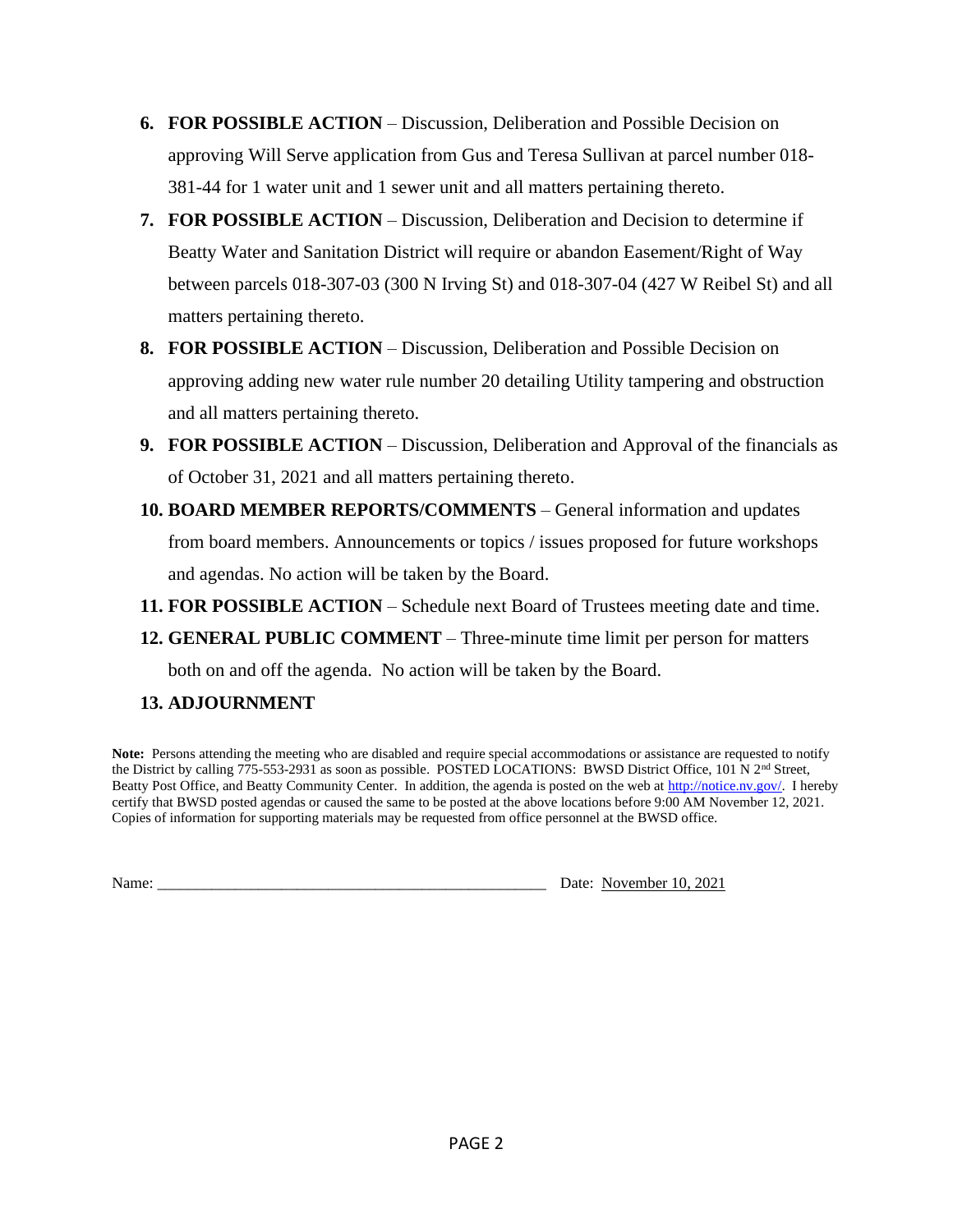6. **FOR POSSIBLE ACTION** – Discussion, Deliberation and Possible Decision on approving Will Serve application from Gus and Teresa Sullivan at parcel number 018-381-44 for 1 water unit and 1 sewer unit and all matters pertaining thereto.
7. **FOR POSSIBLE ACTION** – Discussion, Deliberation and Decision to determine if Beatty Water and Sanitation District will require or abandon Easement/Right of Way between parcels 018-307-03 (300 N Irving St) and 018-307-04 (427 W Reibel St) and all matters pertaining thereto.
8. **FOR POSSIBLE ACTION** – Discussion, Deliberation and Possible Decision on approving adding new water rule number 20 detailing Utility tampering and obstruction and all matters pertaining thereto.
9. **FOR POSSIBLE ACTION** – Discussion, Deliberation and Approval of the financials as of October 31, 2021 and all matters pertaining thereto.
10. **BOARD MEMBER REPORTS/COMMENTS** – General information and updates from board members. Announcements or topics / issues proposed for future workshops and agendas. No action will be taken by the Board.
11. **FOR POSSIBLE ACTION** – Schedule next Board of Trustees meeting date and time.
12. **GENERAL PUBLIC COMMENT** – Three-minute time limit per person for matters both on and off the agenda. No action will be taken by the Board.
13. **ADJOURNMENT**

**Note:** Persons attending the meeting who are disabled and require special accommodations or assistance are requested to notify the District by calling 775-553-2931 as soon as possible. POSTED LOCATIONS: BWSD District Office, 101 N 2nd Street, Beatty Post Office, and Beatty Community Center. In addition, the agenda is posted on the web at http://notice.nv.gov/. I hereby certify that BWSD posted agendas or caused the same to be posted at the above locations before 9:00 AM November 12, 2021. Copies of information for supporting materials may be requested from office personnel at the BWSD office.

Name: ___________________________________________________ Date: November 10, 2021